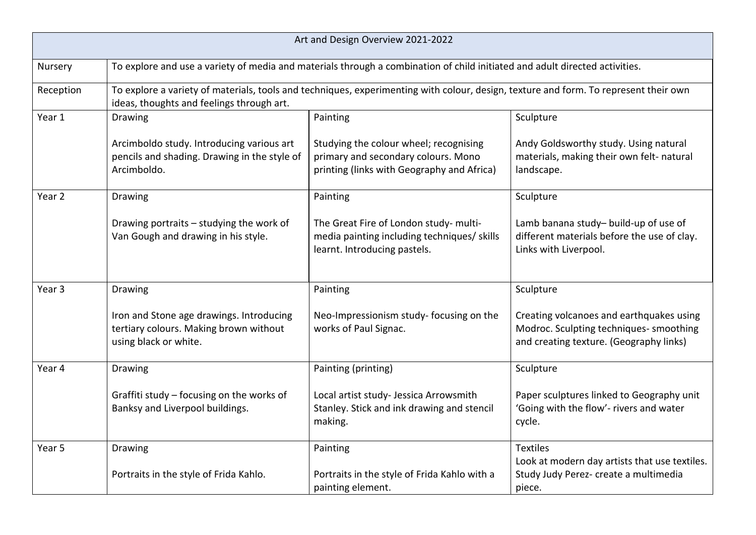| Art and Design Overview 2021-2022 | | | |
|---|---|---|---|
| Nursery | To explore and use a variety of media and materials through a combination of child initiated and adult directed activities. | | |
| Reception | To explore a variety of materials, tools and techniques, experimenting with colour, design, texture and form. To represent their own ideas, thoughts and feelings through art. | | |
| Year 1 | Drawing<br><br>Arcimboldo study. Introducing various art pencils and shading. Drawing in the style of Arcimboldo. | Painting<br><br>Studying the colour wheel; recognising primary and secondary colours. Mono printing (links with Geography and Africa) | Sculpture<br><br>Andy Goldsworthy study. Using natural materials, making their own felt- natural landscape. |
| Year 2 | Drawing<br><br>Drawing portraits – studying the work of Van Gough and drawing in his style. | Painting<br><br>The Great Fire of London study- multi-media painting including techniques/ skills learnt. Introducing pastels. | Sculpture<br><br>Lamb banana study– build-up of use of different materials before the use of clay. Links with Liverpool. |
| Year 3 | Drawing<br><br>Iron and Stone age drawings. Introducing tertiary colours. Making brown without using black or white. | Painting<br><br>Neo-Impressionism study- focusing on the works of Paul Signac. | Sculpture<br><br>Creating volcanoes and earthquakes using Modroc. Sculpting techniques- smoothing and creating texture. (Geography links) |
| Year 4 | Drawing<br><br>Graffiti study – focusing on the works of Banksy and Liverpool buildings. | Painting (printing)<br><br>Local artist study- Jessica Arrowsmith Stanley. Stick and ink drawing and stencil making. | Sculpture<br><br>Paper sculptures linked to Geography unit 'Going with the flow'- rivers and water cycle. |
| Year 5 | Drawing<br><br>Portraits in the style of Frida Kahlo. | Painting<br><br>Portraits in the style of Frida Kahlo with a painting element. | Textiles<br>Look at modern day artists that use textiles. Study Judy Perez- create a multimedia piece. |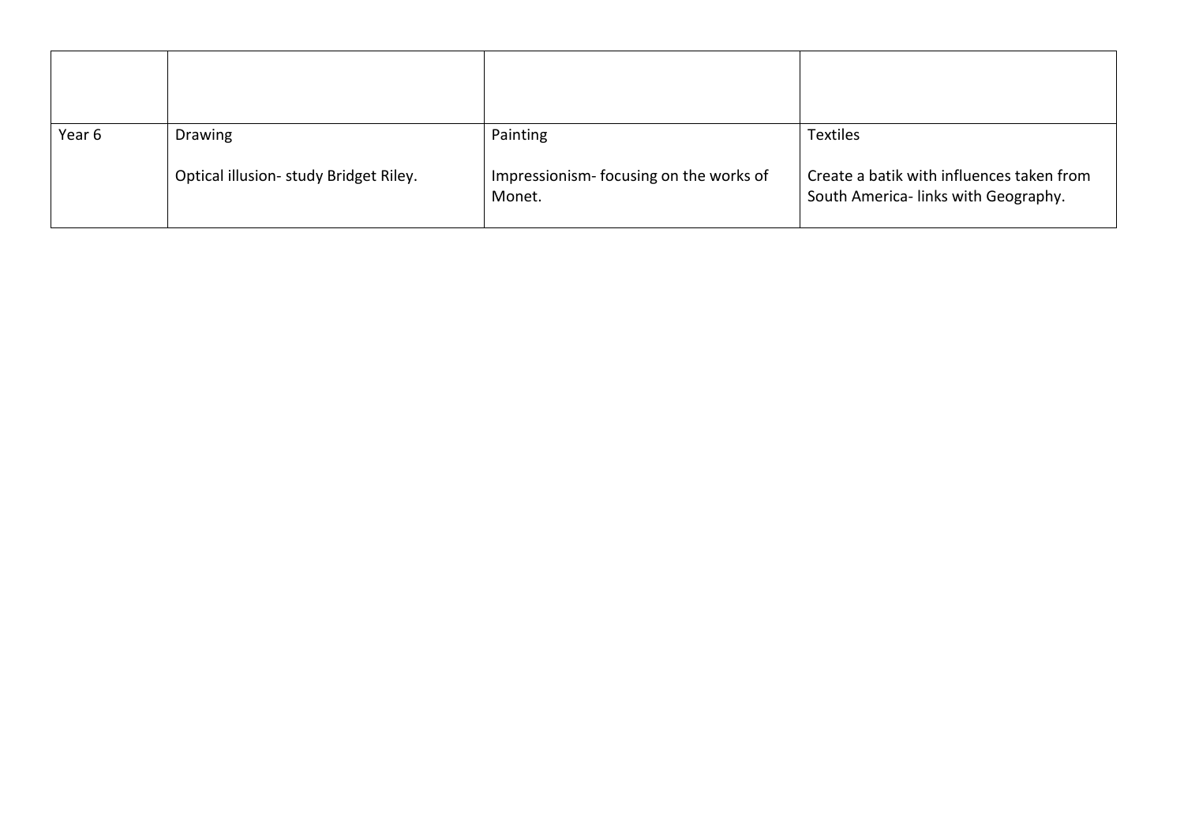| | | | |
|---|---|---|---|
| | | | |
| Year 6 | Drawing<br><br>Optical illusion- study Bridget Riley. | Painting<br><br>Impressionism- focusing on the works of Monet. | Textiles<br><br>Create a batik with influences taken from South America- links with Geography. |